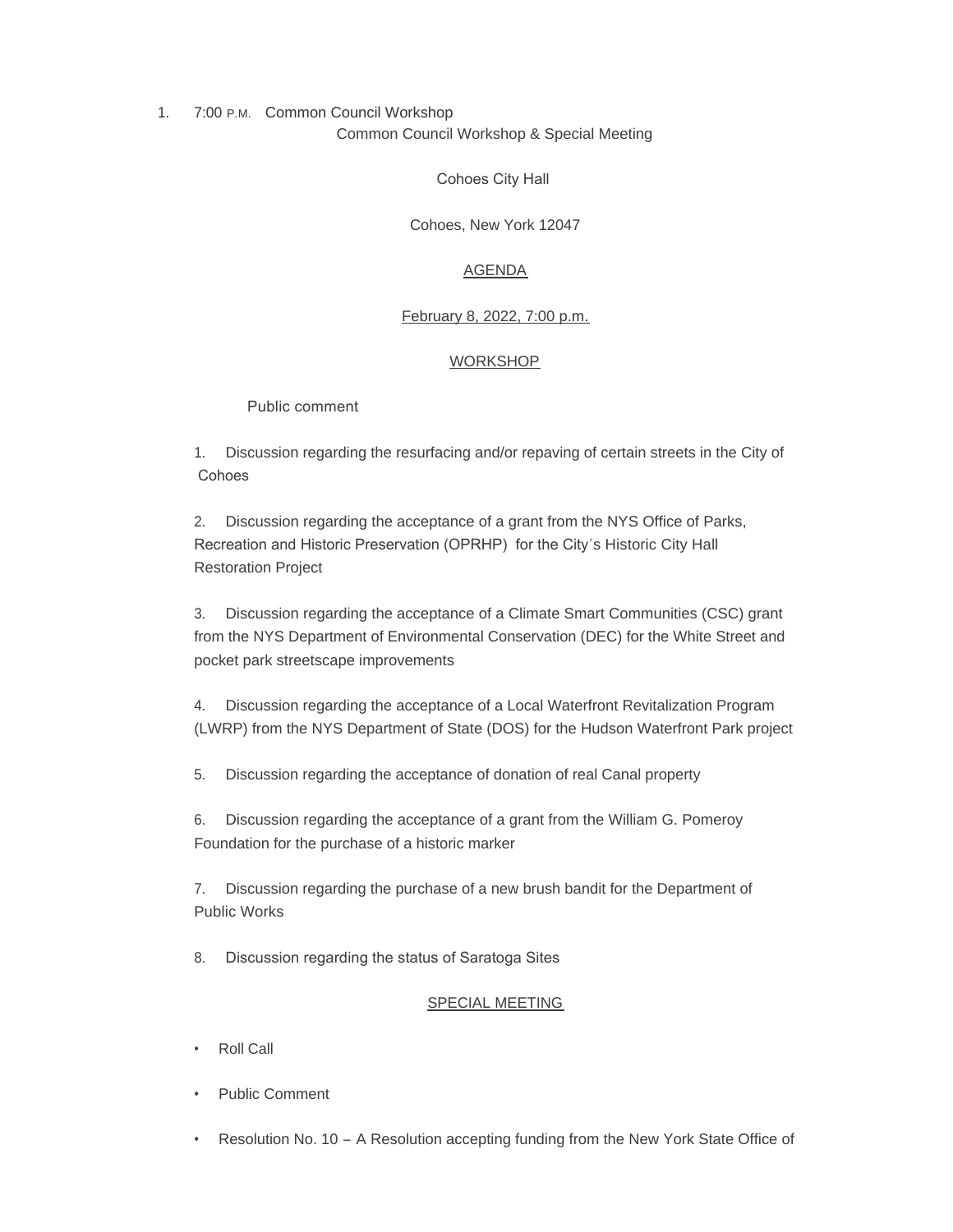1. 7:00 P.M. Common Council Workshop

Common Council Workshop & Special Meeting

Cohoes City Hall

Cohoes, New York 12047

AGENDA

February 8, 2022, 7:00 p.m.

WORKSHOP

Public comment

1. Discussion regarding the resurfacing and/or repaving of certain streets in the City of Cohoes

2. Discussion regarding the acceptance of a grant from the NYS Office of Parks, Recreation and Historic Preservation (OPRHP) for the City's Historic City Hall Restoration Project

3. Discussion regarding the acceptance of a Climate Smart Communities (CSC) grant from the NYS Department of Environmental Conservation (DEC) for the White Street and pocket park streetscape improvements

4. Discussion regarding the acceptance of a Local Waterfront Revitalization Program (LWRP) from the NYS Department of State (DOS) for the Hudson Waterfront Park project

5. Discussion regarding the acceptance of donation of real Canal property

6. Discussion regarding the acceptance of a grant from the William G. Pomeroy Foundation for the purchase of a historic marker

7. Discussion regarding the purchase of a new brush bandit for the Department of Public Works

8. Discussion regarding the status of Saratoga Sites

SPECIAL MEETING

- Roll Call
- Public Comment
- Resolution No. 10 – A Resolution accepting funding from the New York State Office of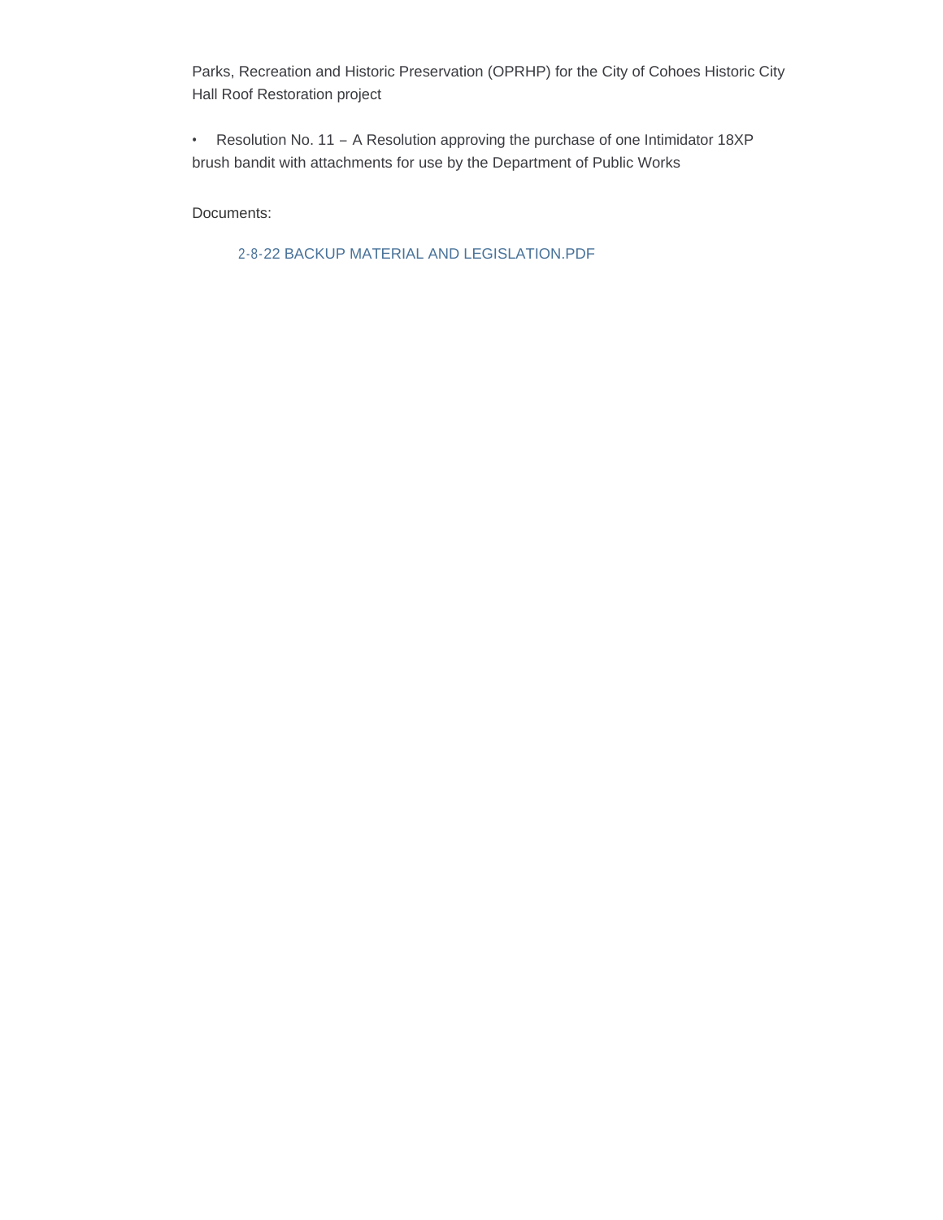Parks, Recreation and Historic Preservation (OPRHP) for the City of Cohoes Historic City Hall Roof Restoration project

- Resolution No. 11 – A Resolution approving the purchase of one Intimidator 18XP brush bandit with attachments for use by the Department of Public Works

Documents:

2-8-22 BACKUP MATERIAL AND LEGISLATION.PDF